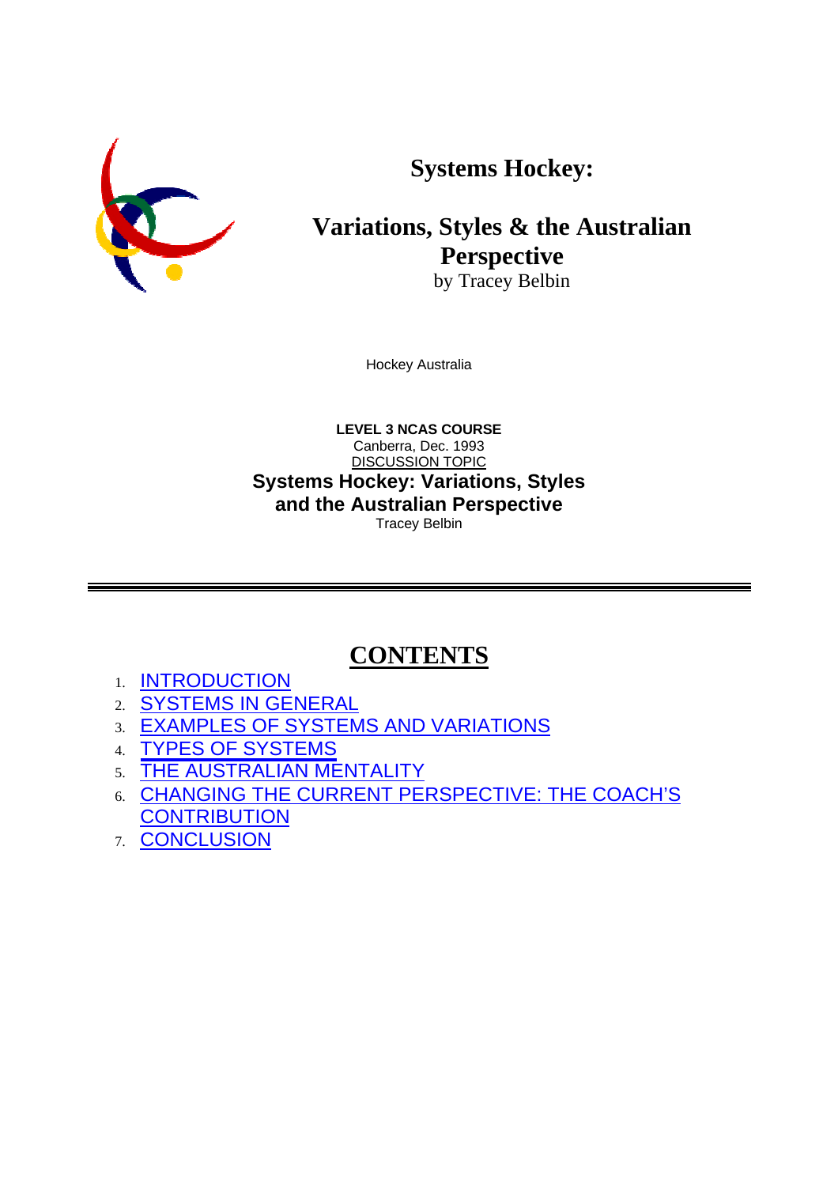# Systems Hockey:

## Variations, Styles & the Australian Perspective

by Tracey Belbin

Hockey Australia

**LEVEL 3 NCAS COURSE**
Canberra, Dec. 1993
DISCUSSION TOPIC

**Systems Hockey: Variations, Styles and the Australian Perspective**
Tracey Belbin

---

## CONTENTS

1. INTRODUCTION
2. SYSTEMS IN GENERAL
3. EXAMPLES OF SYSTEMS AND VARIATIONS
4. TYPES OF SYSTEMS
5. THE AUSTRALIAN MENTALITY
6. CHANGING THE CURRENT PERSPECTIVE: THE COACH'S CONTRIBUTION
7. CONCLUSION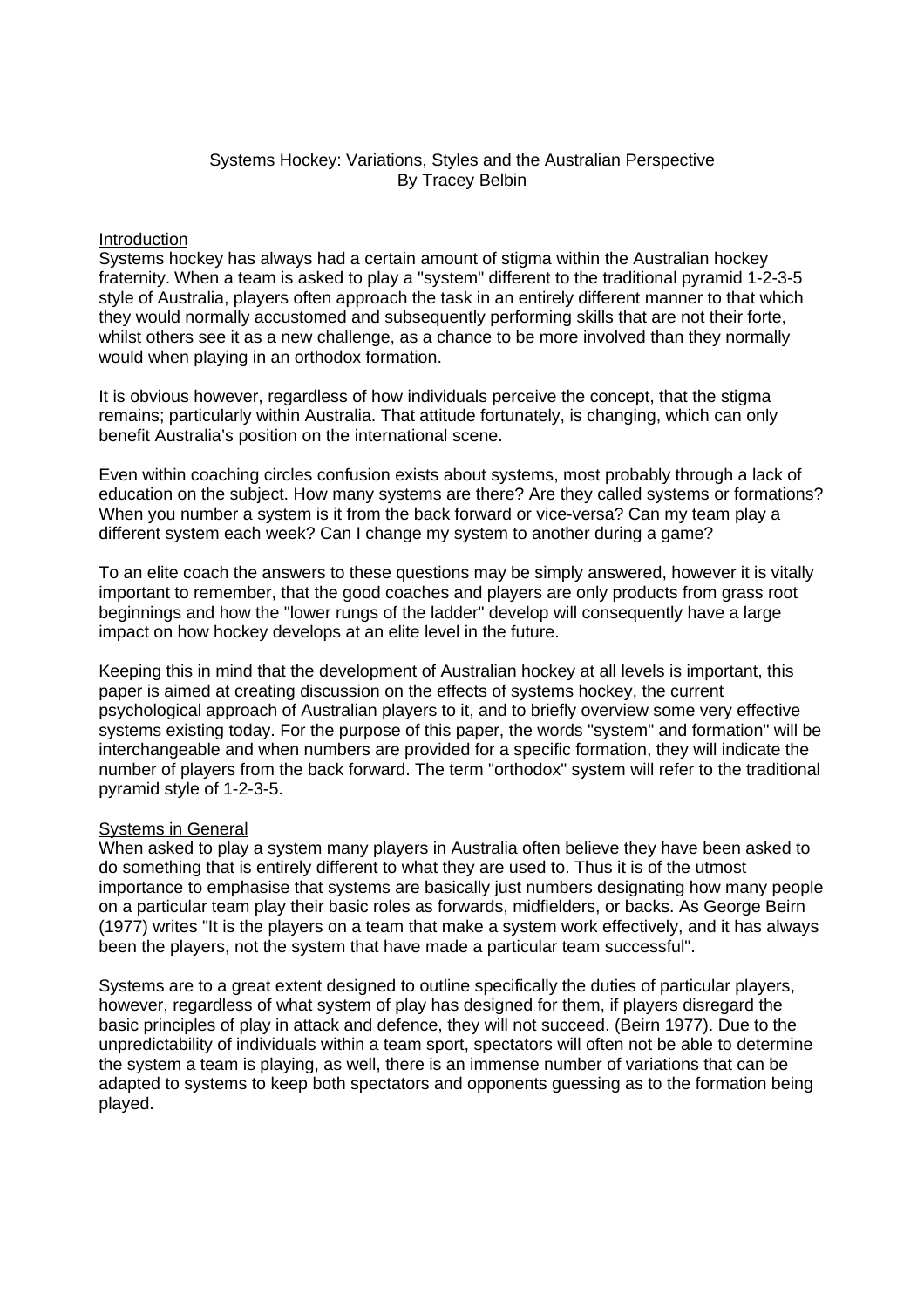Systems Hockey: Variations, Styles and the Australian Perspective
By Tracey Belbin

## Introduction

Systems hockey has always had a certain amount of stigma within the Australian hockey fraternity. When a team is asked to play a "system" different to the traditional pyramid 1-2-3-5 style of Australia, players often approach the task in an entirely different manner to that which they would normally accustomed and subsequently performing skills that are not their forte, whilst others see it as a new challenge, as a chance to be more involved than they normally would when playing in an orthodox formation.

It is obvious however, regardless of how individuals perceive the concept, that the stigma remains; particularly within Australia. That attitude fortunately, is changing, which can only benefit Australia's position on the international scene.

Even within coaching circles confusion exists about systems, most probably through a lack of education on the subject. How many systems are there? Are they called systems or formations? When you number a system is it from the back forward or vice-versa? Can my team play a different system each week? Can I change my system to another during a game?

To an elite coach the answers to these questions may be simply answered, however it is vitally important to remember, that the good coaches and players are only products from grass root beginnings and how the "lower rungs of the ladder" develop will consequently have a large impact on how hockey develops at an elite level in the future.

Keeping this in mind that the development of Australian hockey at all levels is important, this paper is aimed at creating discussion on the effects of systems hockey, the current psychological approach of Australian players to it, and to briefly overview some very effective systems existing today. For the purpose of this paper, the words "system" and formation" will be interchangeable and when numbers are provided for a specific formation, they will indicate the number of players from the back forward. The term "orthodox" system will refer to the traditional pyramid style of 1-2-3-5.

## Systems in General

When asked to play a system many players in Australia often believe they have been asked to do something that is entirely different to what they are used to. Thus it is of the utmost importance to emphasise that systems are basically just numbers designating how many people on a particular team play their basic roles as forwards, midfielders, or backs. As George Beirn (1977) writes "It is the players on a team that make a system work effectively, and it has always been the players, not the system that have made a particular team successful".

Systems are to a great extent designed to outline specifically the duties of particular players, however, regardless of what system of play has designed for them, if players disregard the basic principles of play in attack and defence, they will not succeed. (Beirn 1977). Due to the unpredictability of individuals within a team sport, spectators will often not be able to determine the system a team is playing, as well, there is an immense number of variations that can be adapted to systems to keep both spectators and opponents guessing as to the formation being played.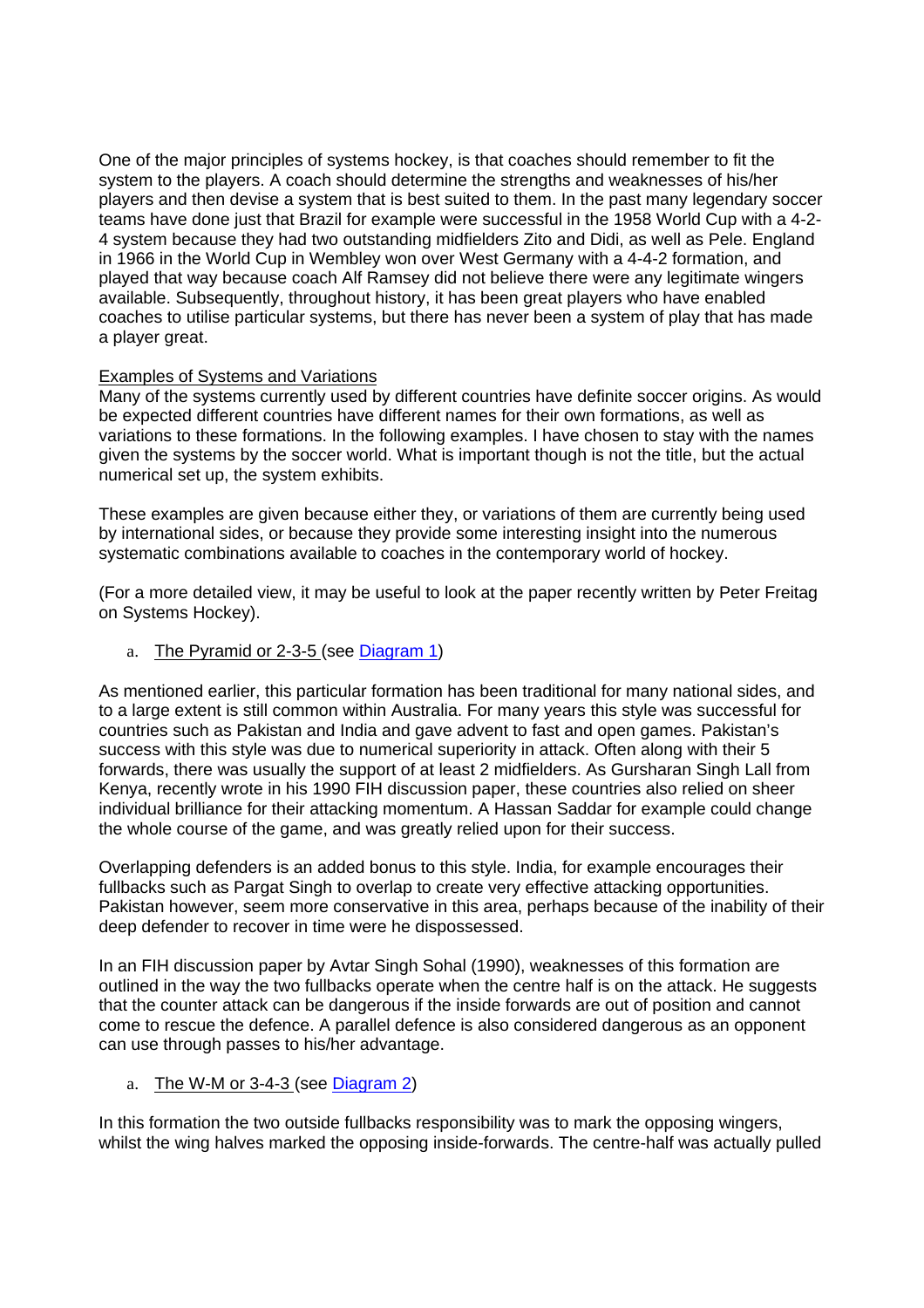One of the major principles of systems hockey, is that coaches should remember to fit the system to the players. A coach should determine the strengths and weaknesses of his/her players and then devise a system that is best suited to them. In the past many legendary soccer teams have done just that Brazil for example were successful in the 1958 World Cup with a 4-2-4 system because they had two outstanding midfielders Zito and Didi, as well as Pele. England in 1966 in the World Cup in Wembley won over West Germany with a 4-4-2 formation, and played that way because coach Alf Ramsey did not believe there were any legitimate wingers available. Subsequently, throughout history, it has been great players who have enabled coaches to utilise particular systems, but there has never been a system of play that has made a player great.

<u>Examples of Systems and Variations</u>
Many of the systems currently used by different countries have definite soccer origins. As would be expected different countries have different names for their own formations, as well as variations to these formations. In the following examples. I have chosen to stay with the names given the systems by the soccer world. What is important though is not the title, but the actual numerical set up, the system exhibits.

These examples are given because either they, or variations of them are currently being used by international sides, or because they provide some interesting insight into the numerous systematic combinations available to coaches in the contemporary world of hockey.

(For a more detailed view, it may be useful to look at the paper recently written by Peter Freitag on Systems Hockey).

a. <u>The Pyramid or 2-3-5</u> (see [Diagram 1])

As mentioned earlier, this particular formation has been traditional for many national sides, and to a large extent is still common within Australia. For many years this style was successful for countries such as Pakistan and India and gave advent to fast and open games. Pakistan's success with this style was due to numerical superiority in attack. Often along with their 5 forwards, there was usually the support of at least 2 midfielders. As Gursharan Singh Lall from Kenya, recently wrote in his 1990 FIH discussion paper, these countries also relied on sheer individual brilliance for their attacking momentum. A Hassan Saddar for example could change the whole course of the game, and was greatly relied upon for their success.

Overlapping defenders is an added bonus to this style. India, for example encourages their fullbacks such as Pargat Singh to overlap to create very effective attacking opportunities. Pakistan however, seem more conservative in this area, perhaps because of the inability of their deep defender to recover in time were he dispossessed.

In an FIH discussion paper by Avtar Singh Sohal (1990), weaknesses of this formation are outlined in the way the two fullbacks operate when the centre half is on the attack. He suggests that the counter attack can be dangerous if the inside forwards are out of position and cannot come to rescue the defence. A parallel defence is also considered dangerous as an opponent can use through passes to his/her advantage.

a. <u>The W-M or 3-4-3</u> (see [Diagram 2])

In this formation the two outside fullbacks responsibility was to mark the opposing wingers, whilst the wing halves marked the opposing inside-forwards. The centre-half was actually pulled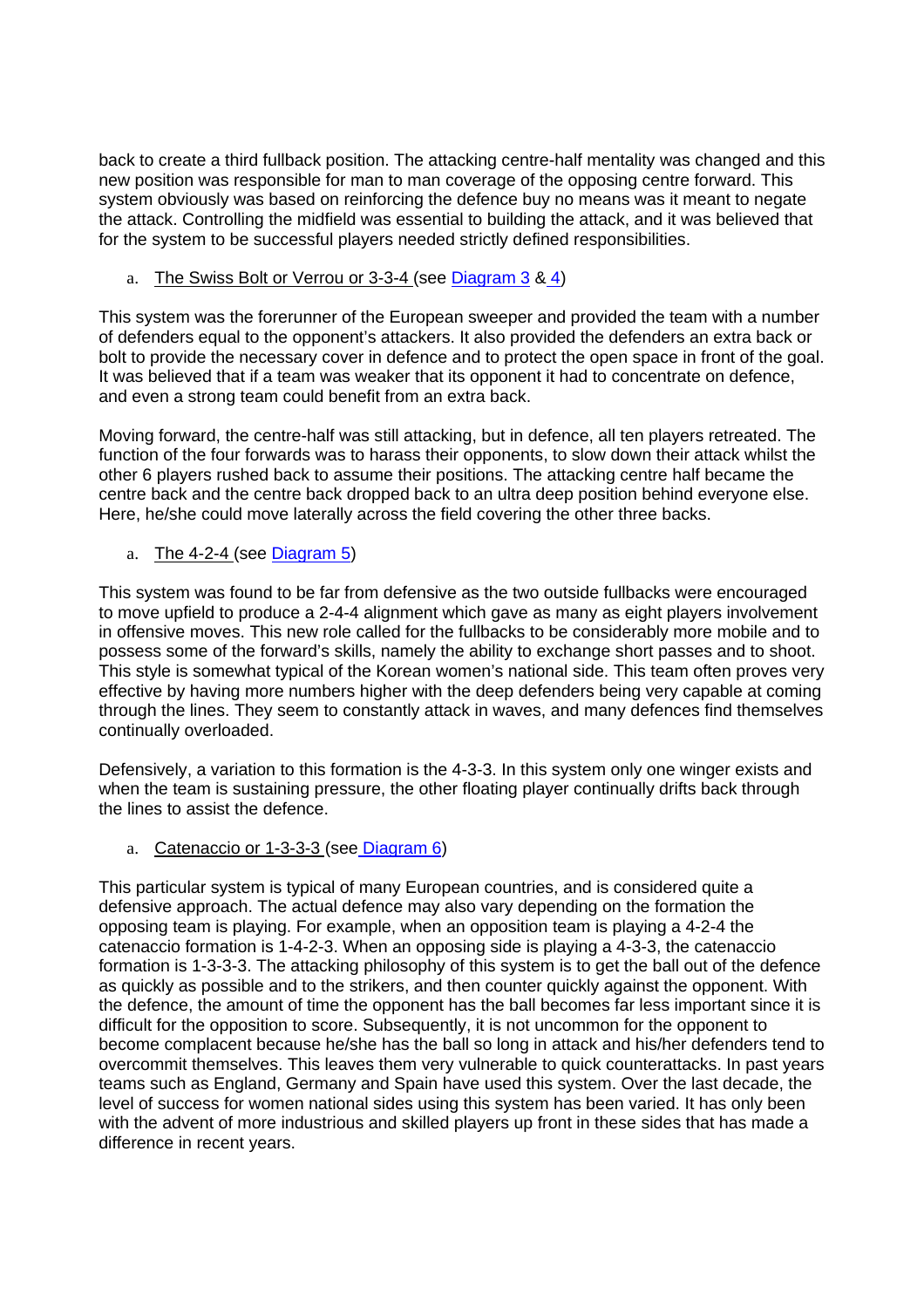back to create a third fullback position. The attacking centre-half mentality was changed and this new position was responsible for man to man coverage of the opposing centre forward. This system obviously was based on reinforcing the defence buy no means was it meant to negate the attack. Controlling the midfield was essential to building the attack, and it was believed that for the system to be successful players needed strictly defined responsibilities.

a. The Swiss Bolt or Verrou or 3-3-4 (see Diagram 3 & 4)

This system was the forerunner of the European sweeper and provided the team with a number of defenders equal to the opponent's attackers. It also provided the defenders an extra back or bolt to provide the necessary cover in defence and to protect the open space in front of the goal. It was believed that if a team was weaker that its opponent it had to concentrate on defence, and even a strong team could benefit from an extra back.

Moving forward, the centre-half was still attacking, but in defence, all ten players retreated. The function of the four forwards was to harass their opponents, to slow down their attack whilst the other 6 players rushed back to assume their positions. The attacking centre half became the centre back and the centre back dropped back to an ultra deep position behind everyone else. Here, he/she could move laterally across the field covering the other three backs.

a. The 4-2-4 (see Diagram 5)

This system was found to be far from defensive as the two outside fullbacks were encouraged to move upfield to produce a 2-4-4 alignment which gave as many as eight players involvement in offensive moves. This new role called for the fullbacks to be considerably more mobile and to possess some of the forward's skills, namely the ability to exchange short passes and to shoot. This style is somewhat typical of the Korean women's national side. This team often proves very effective by having more numbers higher with the deep defenders being very capable at coming through the lines. They seem to constantly attack in waves, and many defences find themselves continually overloaded.

Defensively, a variation to this formation is the 4-3-3. In this system only one winger exists and when the team is sustaining pressure, the other floating player continually drifts back through the lines to assist the defence.

a. Catenaccio or 1-3-3-3 (see Diagram 6)

This particular system is typical of many European countries, and is considered quite a defensive approach. The actual defence may also vary depending on the formation the opposing team is playing. For example, when an opposition team is playing a 4-2-4 the catenaccio formation is 1-4-2-3. When an opposing side is playing a 4-3-3, the catenaccio formation is 1-3-3-3. The attacking philosophy of this system is to get the ball out of the defence as quickly as possible and to the strikers, and then counter quickly against the opponent. With the defence, the amount of time the opponent has the ball becomes far less important since it is difficult for the opposition to score. Subsequently, it is not uncommon for the opponent to become complacent because he/she has the ball so long in attack and his/her defenders tend to overcommit themselves. This leaves them very vulnerable to quick counterattacks. In past years teams such as England, Germany and Spain have used this system. Over the last decade, the level of success for women national sides using this system has been varied. It has only been with the advent of more industrious and skilled players up front in these sides that has made a difference in recent years.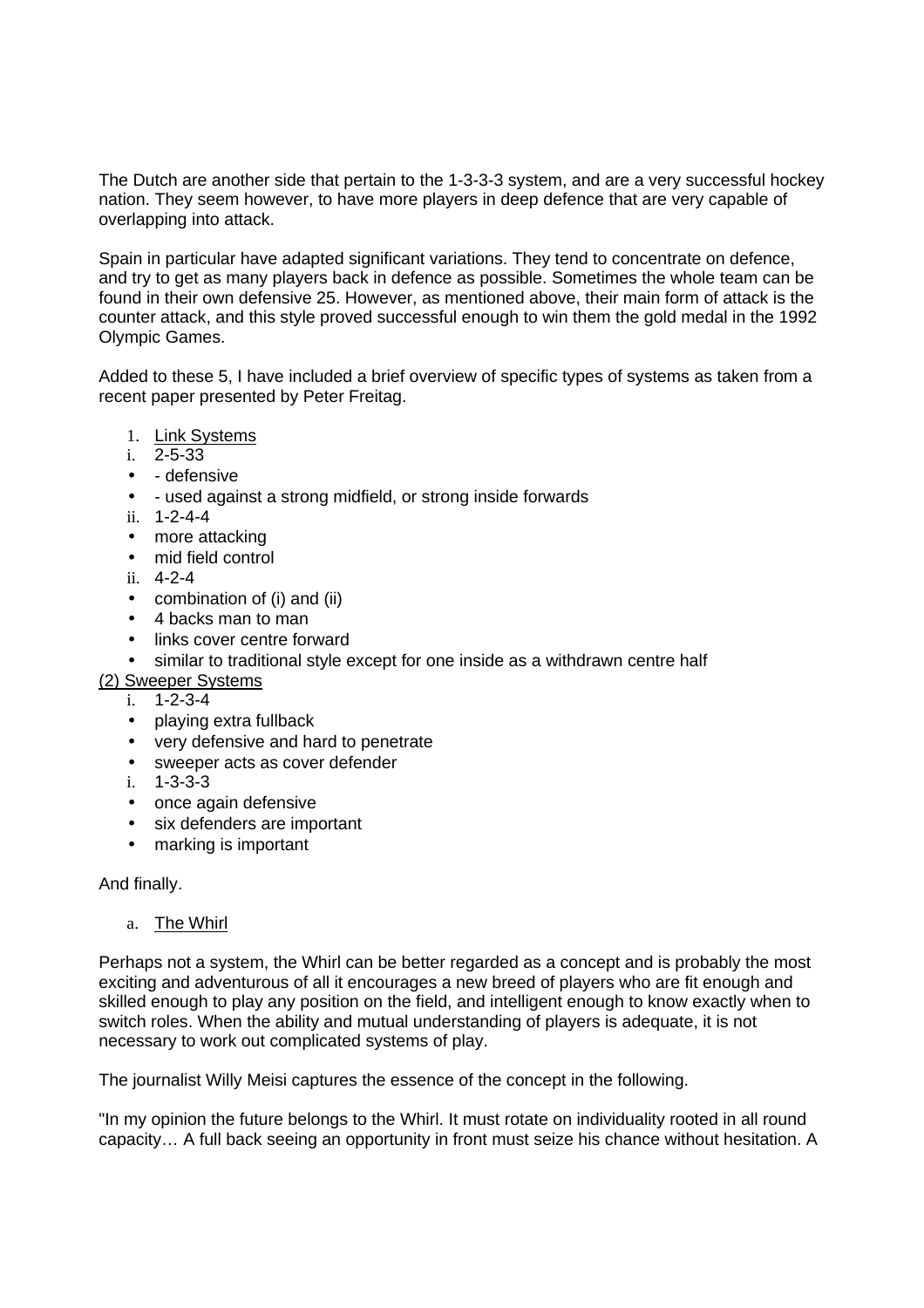The Dutch are another side that pertain to the 1-3-3-3 system, and are a very successful hockey nation. They seem however, to have more players in deep defence that are very capable of overlapping into attack.

Spain in particular have adapted significant variations. They tend to concentrate on defence, and try to get as many players back in defence as possible. Sometimes the whole team can be found in their own defensive 25. However, as mentioned above, their main form of attack is the counter attack, and this style proved successful enough to win them the gold medal in the 1992 Olympic Games.

Added to these 5, I have included a brief overview of specific types of systems as taken from a recent paper presented by Peter Freitag.

1. <u>Link Systems</u>

i. 2-5-33
- - defensive
- - used against a strong midfield, or strong inside forwards

ii. 1-2-4-4
- more attacking
- mid field control

ii. 4-2-4
- combination of (i) and (ii)
- 4 backs man to man
- links cover centre forward
- similar to traditional style except for one inside as a withdrawn centre half

<u>(2) Sweeper Systems</u>

i. 1-2-3-4
- playing extra fullback
- very defensive and hard to penetrate
- sweeper acts as cover defender

i. 1-3-3-3
- once again defensive
- six defenders are important
- marking is important

And finally.

a. <u>The Whirl</u>

Perhaps not a system, the Whirl can be better regarded as a concept and is probably the most exciting and adventurous of all it encourages a new breed of players who are fit enough and skilled enough to play any position on the field, and intelligent enough to know exactly when to switch roles. When the ability and mutual understanding of players is adequate, it is not necessary to work out complicated systems of play.

The journalist Willy Meisi captures the essence of the concept in the following.

"In my opinion the future belongs to the Whirl. It must rotate on individuality rooted in all round capacity… A full back seeing an opportunity in front must seize his chance without hesitation. A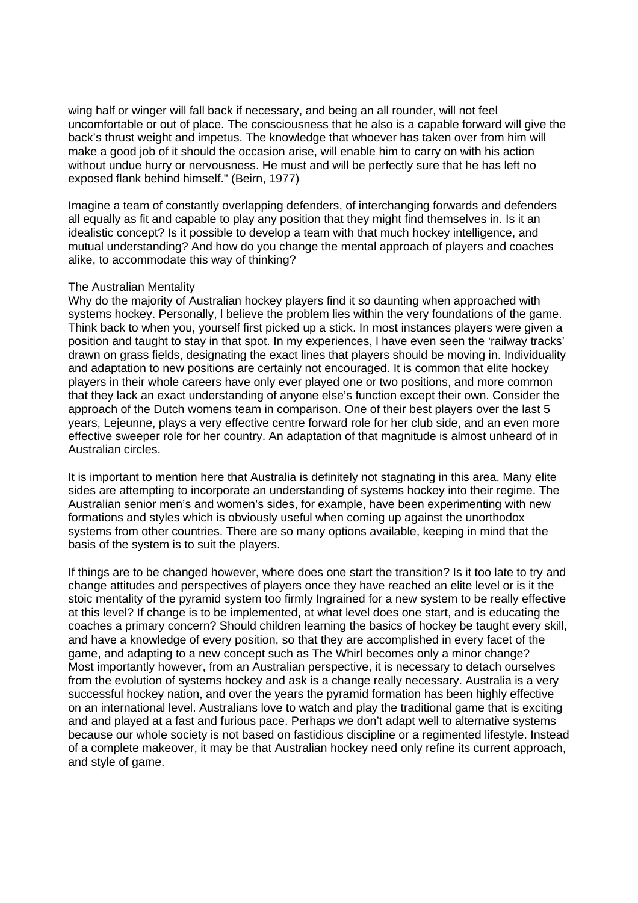wing half or winger will fall back if necessary, and being an all rounder, will not feel uncomfortable or out of place. The consciousness that he also is a capable forward will give the back's thrust weight and impetus. The knowledge that whoever has taken over from him will make a good job of it should the occasion arise, will enable him to carry on with his action without undue hurry or nervousness. He must and will be perfectly sure that he has left no exposed flank behind himself." (Beirn, 1977)

Imagine a team of constantly overlapping defenders, of interchanging forwards and defenders all equally as fit and capable to play any position that they might find themselves in. Is it an idealistic concept? Is it possible to develop a team with that much hockey intelligence, and mutual understanding? And how do you change the mental approach of players and coaches alike, to accommodate this way of thinking?

## The Australian Mentality

Why do the majority of Australian hockey players find it so daunting when approached with systems hockey. Personally, I believe the problem lies within the very foundations of the game. Think back to when you, yourself first picked up a stick. In most instances players were given a position and taught to stay in that spot. In my experiences, I have even seen the 'railway tracks' drawn on grass fields, designating the exact lines that players should be moving in. Individuality and adaptation to new positions are certainly not encouraged. It is common that elite hockey players in their whole careers have only ever played one or two positions, and more common that they lack an exact understanding of anyone else's function except their own. Consider the approach of the Dutch womens team in comparison. One of their best players over the last 5 years, Lejeunne, plays a very effective centre forward role for her club side, and an even more effective sweeper role for her country. An adaptation of that magnitude is almost unheard of in Australian circles.

It is important to mention here that Australia is definitely not stagnating in this area. Many elite sides are attempting to incorporate an understanding of systems hockey into their regime. The Australian senior men's and women's sides, for example, have been experimenting with new formations and styles which is obviously useful when coming up against the unorthodox systems from other countries. There are so many options available, keeping in mind that the basis of the system is to suit the players.

If things are to be changed however, where does one start the transition? Is it too late to try and change attitudes and perspectives of players once they have reached an elite level or is it the stoic mentality of the pyramid system too firmly Ingrained for a new system to be really effective at this level? If change is to be implemented, at what level does one start, and is educating the coaches a primary concern? Should children learning the basics of hockey be taught every skill, and have a knowledge of every position, so that they are accomplished in every facet of the game, and adapting to a new concept such as The Whirl becomes only a minor change? Most importantly however, from an Australian perspective, it is necessary to detach ourselves from the evolution of systems hockey and ask is a change really necessary. Australia is a very successful hockey nation, and over the years the pyramid formation has been highly effective on an international level. Australians love to watch and play the traditional game that is exciting and and played at a fast and furious pace. Perhaps we don't adapt well to alternative systems because our whole society is not based on fastidious discipline or a regimented lifestyle. Instead of a complete makeover, it may be that Australian hockey need only refine its current approach, and style of game.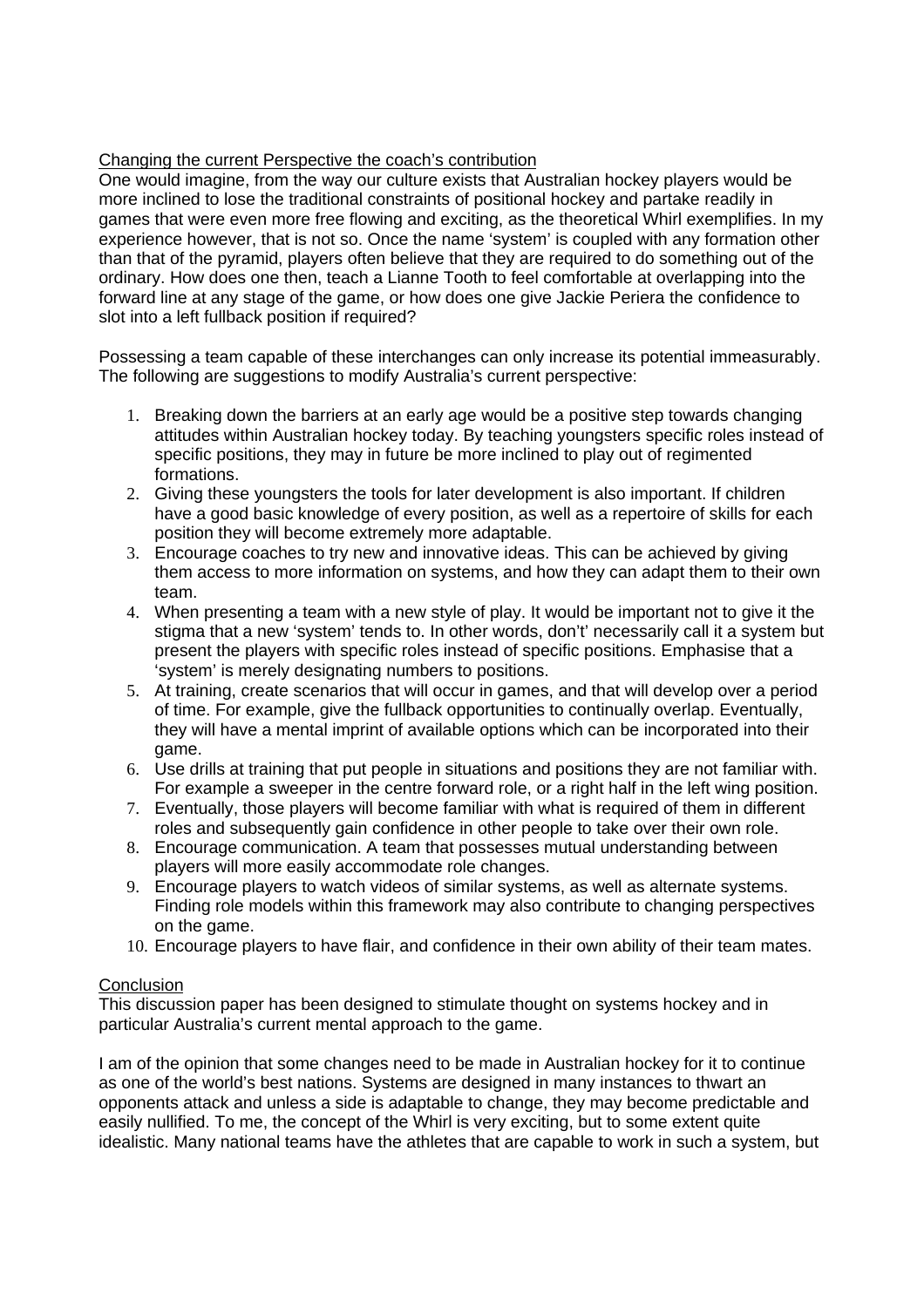Changing the current Perspective the coach's contribution

One would imagine, from the way our culture exists that Australian hockey players would be more inclined to lose the traditional constraints of positional hockey and partake readily in games that were even more free flowing and exciting, as the theoretical Whirl exemplifies. In my experience however, that is not so. Once the name 'system' is coupled with any formation other than that of the pyramid, players often believe that they are required to do something out of the ordinary. How does one then, teach a Lianne Tooth to feel comfortable at overlapping into the forward line at any stage of the game, or how does one give Jackie Periera the confidence to slot into a left fullback position if required?

Possessing a team capable of these interchanges can only increase its potential immeasurably. The following are suggestions to modify Australia's current perspective:

1. Breaking down the barriers at an early age would be a positive step towards changing attitudes within Australian hockey today. By teaching youngsters specific roles instead of specific positions, they may in future be more inclined to play out of regimented formations.
2. Giving these youngsters the tools for later development is also important. If children have a good basic knowledge of every position, as well as a repertoire of skills for each position they will become extremely more adaptable.
3. Encourage coaches to try new and innovative ideas. This can be achieved by giving them access to more information on systems, and how they can adapt them to their own team.
4. When presenting a team with a new style of play. It would be important not to give it the stigma that a new 'system' tends to. In other words, don't' necessarily call it a system but present the players with specific roles instead of specific positions. Emphasise that a 'system' is merely designating numbers to positions.
5. At training, create scenarios that will occur in games, and that will develop over a period of time. For example, give the fullback opportunities to continually overlap. Eventually, they will have a mental imprint of available options which can be incorporated into their game.
6. Use drills at training that put people in situations and positions they are not familiar with. For example a sweeper in the centre forward role, or a right half in the left wing position.
7. Eventually, those players will become familiar with what is required of them in different roles and subsequently gain confidence in other people to take over their own role.
8. Encourage communication. A team that possesses mutual understanding between players will more easily accommodate role changes.
9. Encourage players to watch videos of similar systems, as well as alternate systems. Finding role models within this framework may also contribute to changing perspectives on the game.
10. Encourage players to have flair, and confidence in their own ability of their team mates.

Conclusion

This discussion paper has been designed to stimulate thought on systems hockey and in particular Australia's current mental approach to the game.

I am of the opinion that some changes need to be made in Australian hockey for it to continue as one of the world's best nations. Systems are designed in many instances to thwart an opponents attack and unless a side is adaptable to change, they may become predictable and easily nullified. To me, the concept of the Whirl is very exciting, but to some extent quite idealistic. Many national teams have the athletes that are capable to work in such a system, but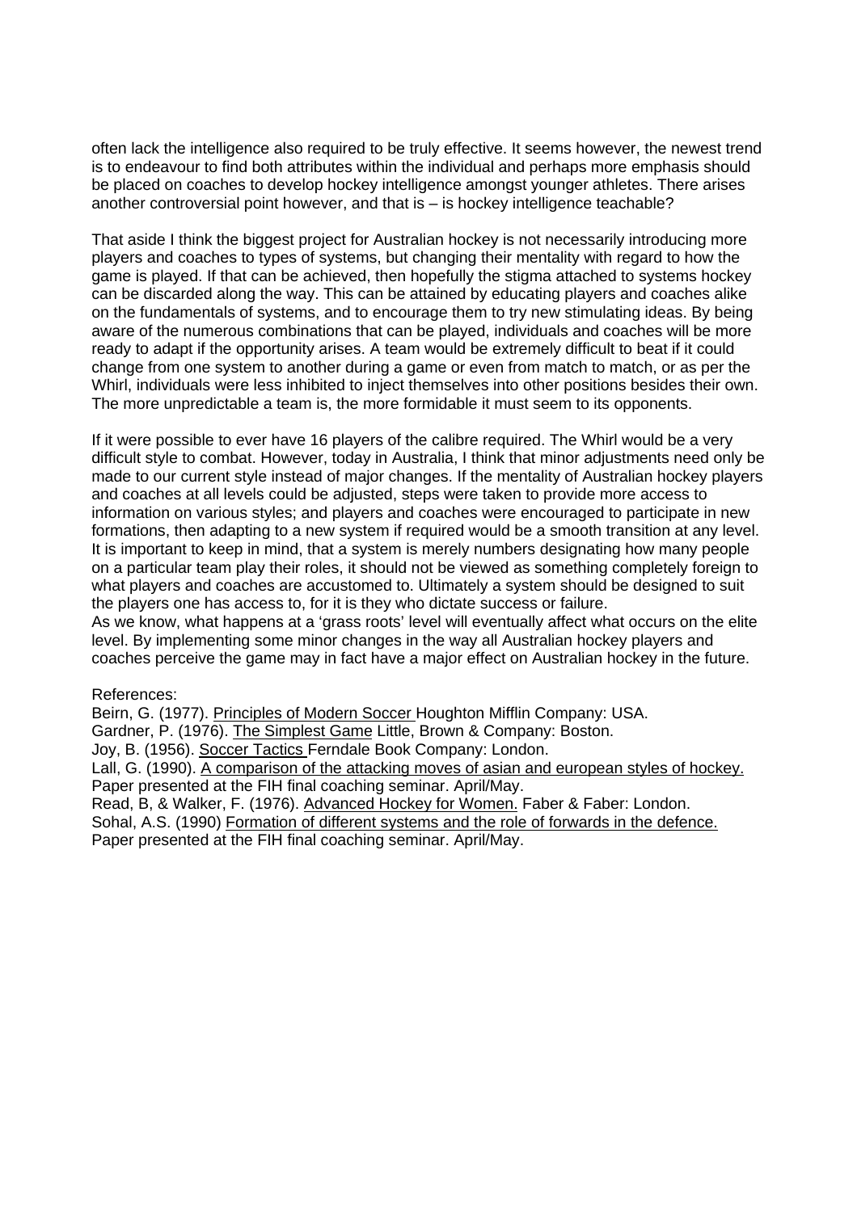often lack the intelligence also required to be truly effective. It seems however, the newest trend is to endeavour to find both attributes within the individual and perhaps more emphasis should be placed on coaches to develop hockey intelligence amongst younger athletes. There arises another controversial point however, and that is – is hockey intelligence teachable?

That aside I think the biggest project for Australian hockey is not necessarily introducing more players and coaches to types of systems, but changing their mentality with regard to how the game is played. If that can be achieved, then hopefully the stigma attached to systems hockey can be discarded along the way. This can be attained by educating players and coaches alike on the fundamentals of systems, and to encourage them to try new stimulating ideas. By being aware of the numerous combinations that can be played, individuals and coaches will be more ready to adapt if the opportunity arises. A team would be extremely difficult to beat if it could change from one system to another during a game or even from match to match, or as per the Whirl, individuals were less inhibited to inject themselves into other positions besides their own. The more unpredictable a team is, the more formidable it must seem to its opponents.

If it were possible to ever have 16 players of the calibre required. The Whirl would be a very difficult style to combat. However, today in Australia, I think that minor adjustments need only be made to our current style instead of major changes. If the mentality of Australian hockey players and coaches at all levels could be adjusted, steps were taken to provide more access to information on various styles; and players and coaches were encouraged to participate in new formations, then adapting to a new system if required would be a smooth transition at any level. It is important to keep in mind, that a system is merely numbers designating how many people on a particular team play their roles, it should not be viewed as something completely foreign to what players and coaches are accustomed to. Ultimately a system should be designed to suit the players one has access to, for it is they who dictate success or failure.
As we know, what happens at a 'grass roots' level will eventually affect what occurs on the elite level. By implementing some minor changes in the way all Australian hockey players and coaches perceive the game may in fact have a major effect on Australian hockey in the future.

References:
Beirn, G. (1977). Principles of Modern Soccer Houghton Mifflin Company: USA.
Gardner, P. (1976). The Simplest Game Little, Brown & Company: Boston.
Joy, B. (1956). Soccer Tactics Ferndale Book Company: London.
Lall, G. (1990). A comparison of the attacking moves of asian and european styles of hockey. Paper presented at the FIH final coaching seminar. April/May.
Read, B, & Walker, F. (1976). Advanced Hockey for Women. Faber & Faber: London.
Sohal, A.S. (1990) Formation of different systems and the role of forwards in the defence. Paper presented at the FIH final coaching seminar. April/May.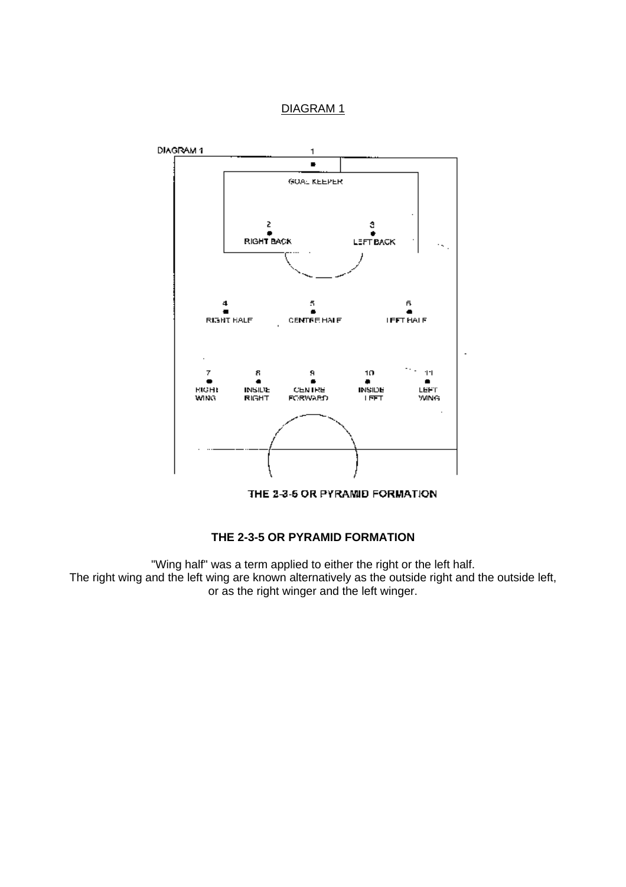DIAGRAM 1

DIAGRAM 1

1
GOAL KEEPER

2
RIGHT BACK

3
LEFT BACK

4
RIGHT HALF

5
CENTRE HALF

6
LEFT HALF

7
RIGHT WING

8
INSIDE RIGHT

9
CENTRE FORWARD

10
INSIDE LEFT

11
LEFT WING

THE 2-3-5 OR PYRAMID FORMATION

**THE 2-3-5 OR PYRAMID FORMATION**

"Wing half" was a term applied to either the right or the left half.
The right wing and the left wing are known alternatively as the outside right and the outside left, or as the right winger and the left winger.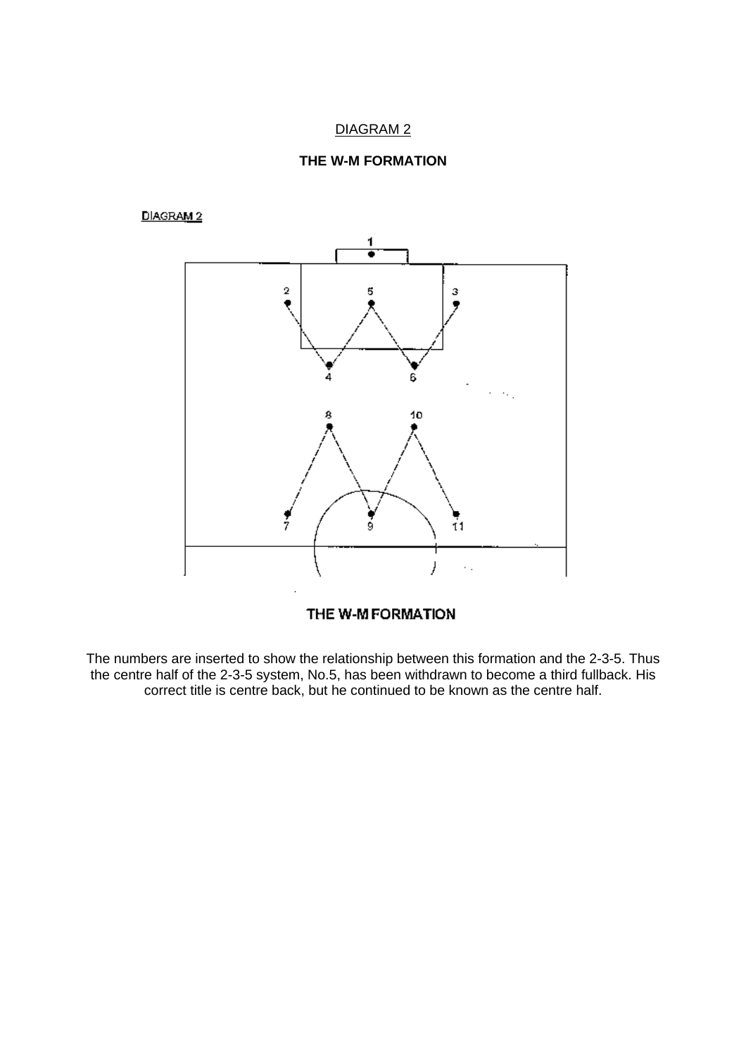DIAGRAM 2

**THE W-M FORMATION**

The numbers are inserted to show the relationship between this formation and the 2-3-5. Thus the centre half of the 2-3-5 system, No.5, has been withdrawn to become a third fullback. His correct title is centre back, but he continued to be known as the centre half.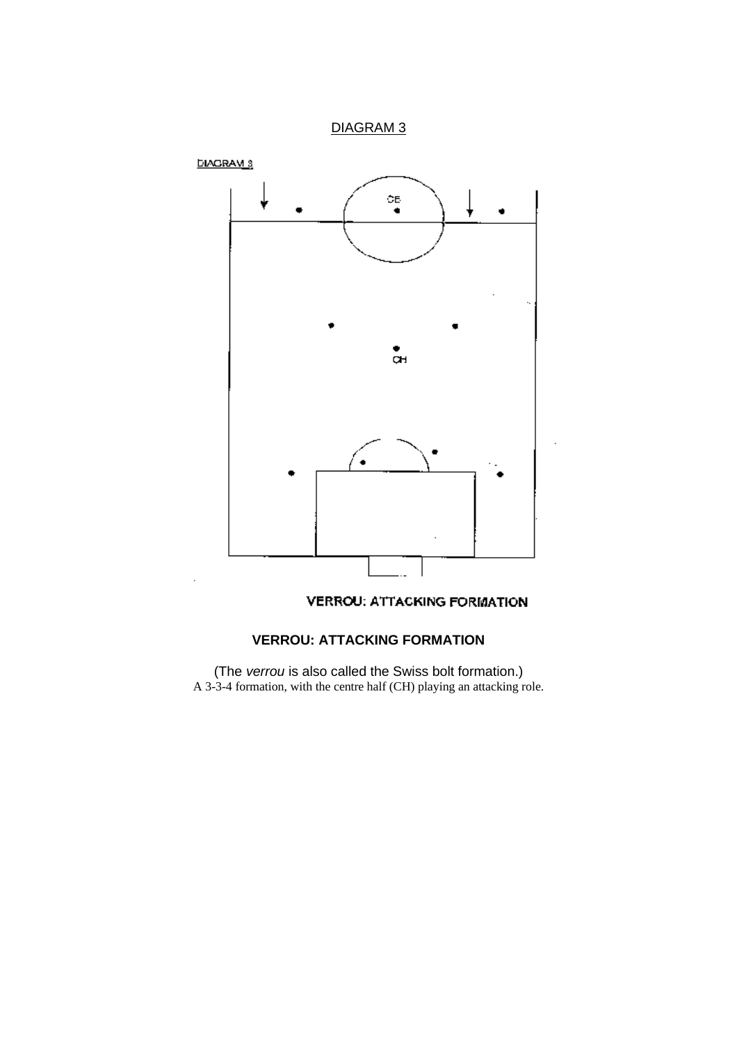DIAGRAM 3

**VERROU: ATTACKING FORMATION**

(The *verrou* is also called the Swiss bolt formation.)
A 3-3-4 formation, with the centre half (CH) playing an attacking role.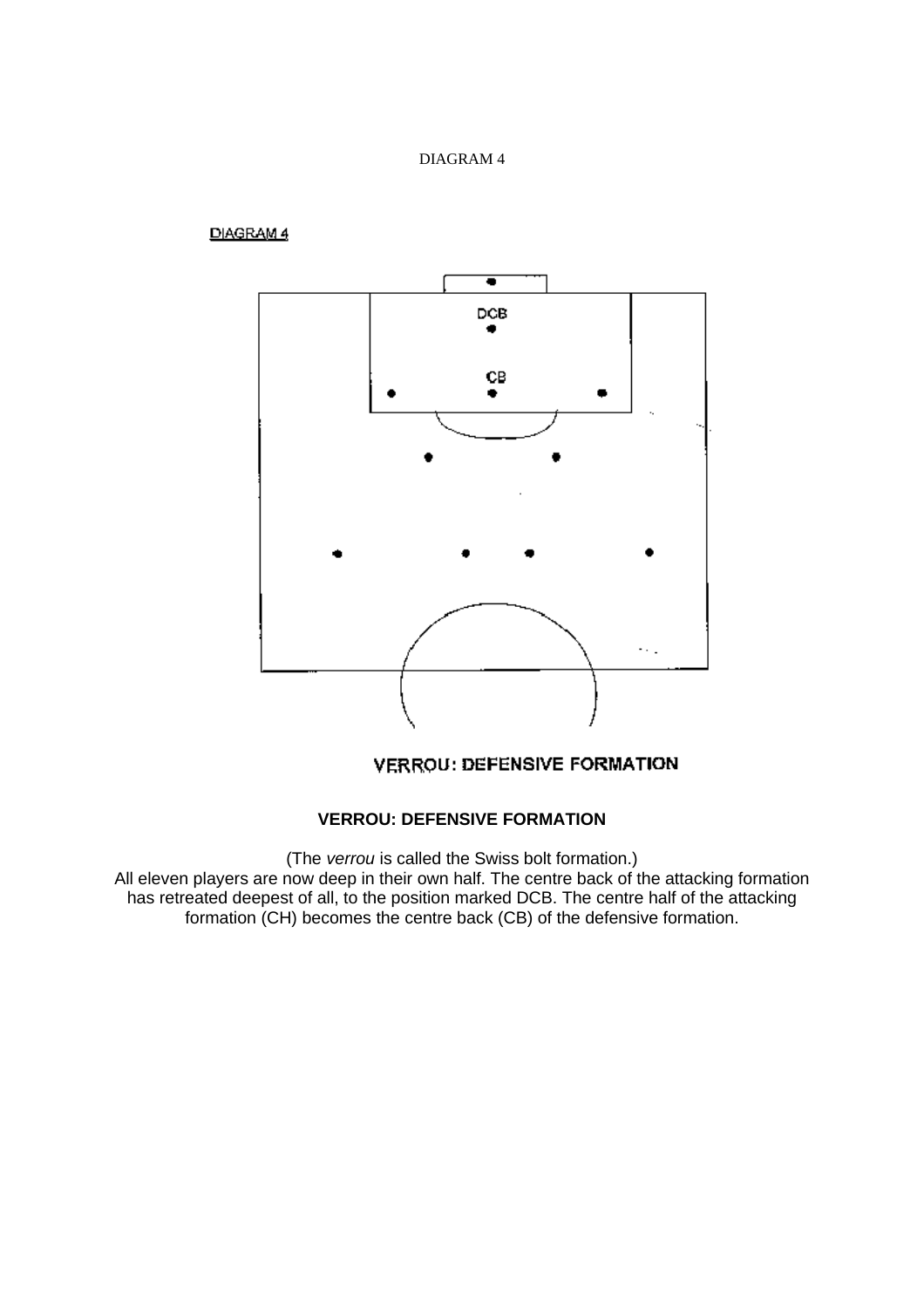DIAGRAM 4

**VERROU: DEFENSIVE FORMATION**

(The *verrou* is called the Swiss bolt formation.)
All eleven players are now deep in their own half. The centre back of the attacking formation has retreated deepest of all, to the position marked DCB. The centre half of the attacking formation (CH) becomes the centre back (CB) of the defensive formation.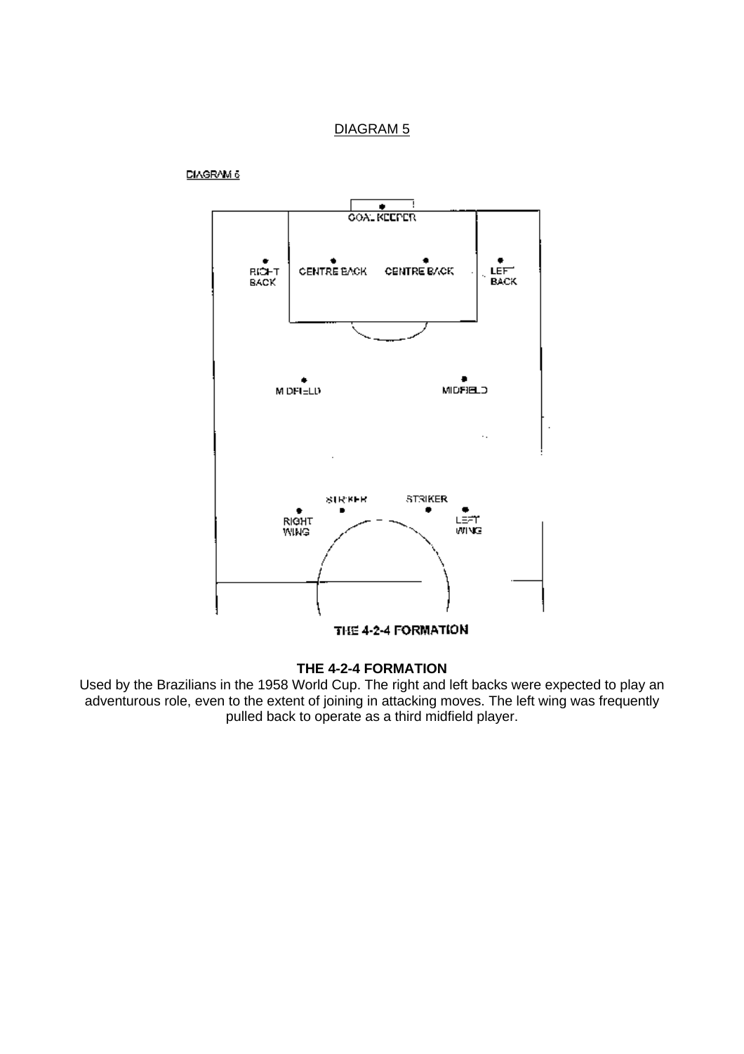DIAGRAM 5

**THE 4-2-4 FORMATION**

Used by the Brazilians in the 1958 World Cup. The right and left backs were expected to play an adventurous role, even to the extent of joining in attacking moves. The left wing was frequently pulled back to operate as a third midfield player.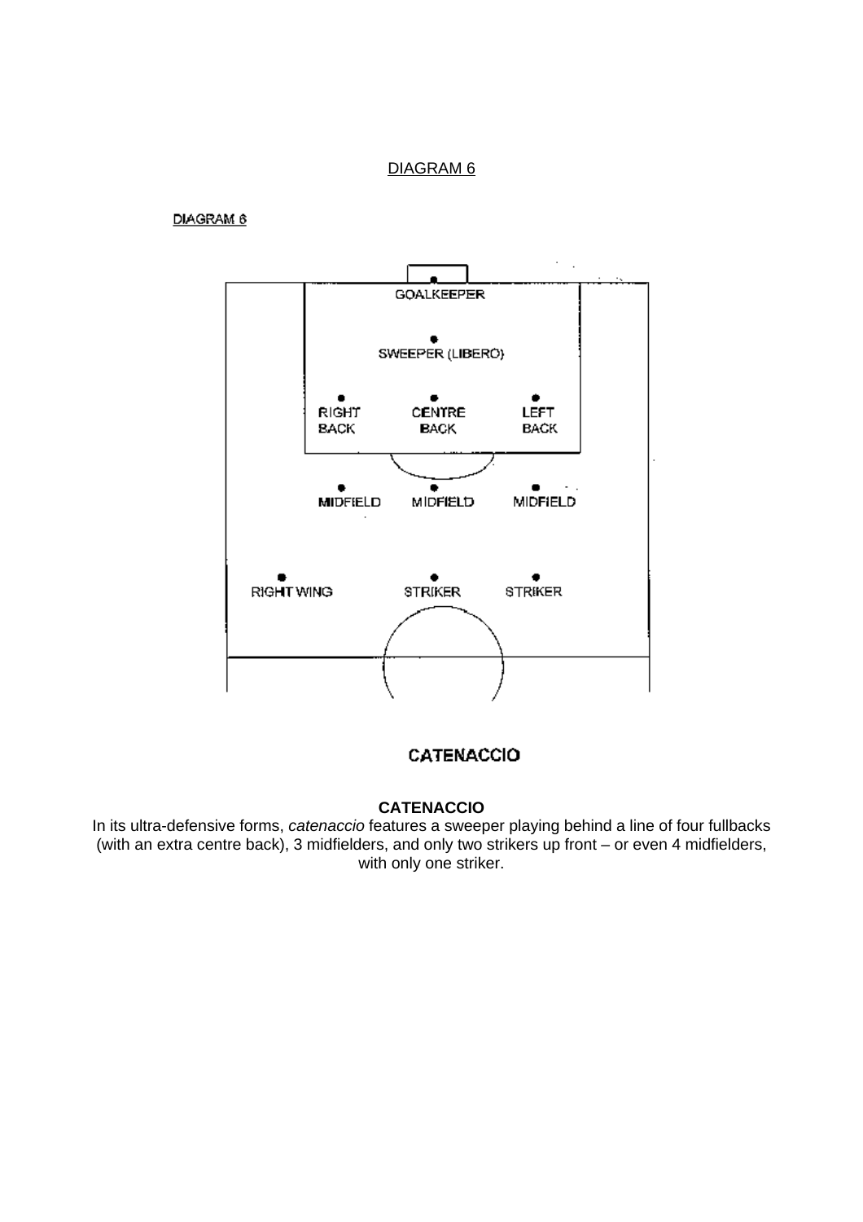DIAGRAM 6

DIAGRAM 6

GOALKEEPER

SWEEPER (LIBERO)

RIGHT BACK

CENTRE BACK

LEFT BACK

MIDFIELD

MIDFIELD

MIDFIELD

RIGHT WING

STRIKER

STRIKER

CATENACCIO

**CATENACCIO**

In its ultra-defensive forms, *catenaccio* features a sweeper playing behind a line of four fullbacks (with an extra centre back), 3 midfielders, and only two strikers up front – or even 4 midfielders, with only one striker.